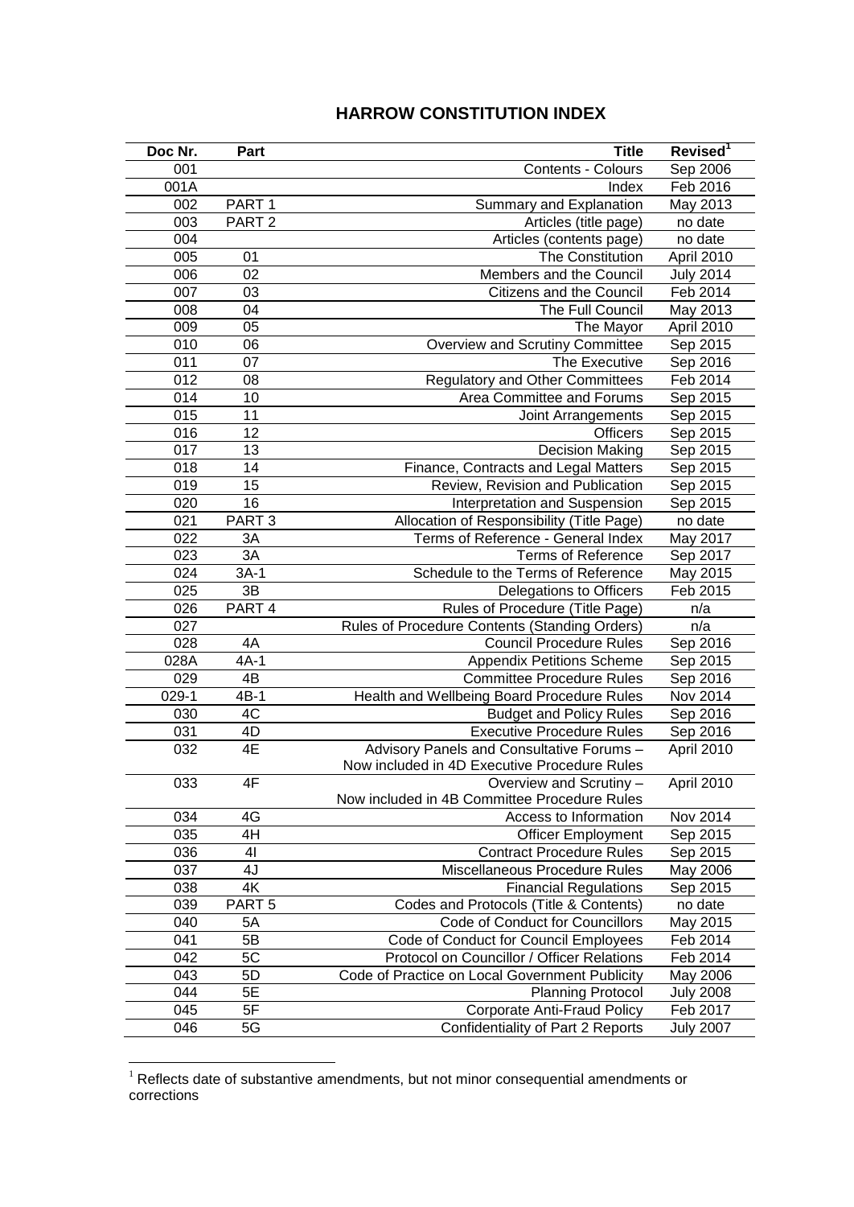# HARROW CONSTITUTION INDEX

| Doc Nr. | Part | Title | Revised[1] |
|---|---|---|---|
| 001 | | Contents - Colours | Sep 2006 |
| 001A | | Index | Feb 2016 |
| 002 | PART 1 | Summary and Explanation | May 2013 |
| 003 | PART 2 | Articles (title page) | no date |
| 004 | | Articles (contents page) | no date |
| 005 | 01 | The Constitution | April 2010 |
| 006 | 02 | Members and the Council | July 2014 |
| 007 | 03 | Citizens and the Council | Feb 2014 |
| 008 | 04 | The Full Council | May 2013 |
| 009 | 05 | The Mayor | April 2010 |
| 010 | 06 | Overview and Scrutiny Committee | Sep 2015 |
| 011 | 07 | The Executive | Sep 2016 |
| 012 | 08 | Regulatory and Other Committees | Feb 2014 |
| 014 | 10 | Area Committee and Forums | Sep 2015 |
| 015 | 11 | Joint Arrangements | Sep 2015 |
| 016 | 12 | Officers | Sep 2015 |
| 017 | 13 | Decision Making | Sep 2015 |
| 018 | 14 | Finance, Contracts and Legal Matters | Sep 2015 |
| 019 | 15 | Review, Revision and Publication | Sep 2015 |
| 020 | 16 | Interpretation and Suspension | Sep 2015 |
| 021 | PART 3 | Allocation of Responsibility (Title Page) | no date |
| 022 | 3A | Terms of Reference - General Index | May 2017 |
| 023 | 3A | Terms of Reference | Sep 2017 |
| 024 | 3A-1 | Schedule to the Terms of Reference | May 2015 |
| 025 | 3B | Delegations to Officers | Feb 2015 |
| 026 | PART 4 | Rules of Procedure (Title Page) | n/a |
| 027 | | Rules of Procedure Contents (Standing Orders) | n/a |
| 028 | 4A | Council Procedure Rules | Sep 2016 |
| 028A | 4A-1 | Appendix Petitions Scheme | Sep 2015 |
| 029 | 4B | Committee Procedure Rules | Sep 2016 |
| 029-1 | 4B-1 | Health and Wellbeing Board Procedure Rules | Nov 2014 |
| 030 | 4C | Budget and Policy Rules | Sep 2016 |
| 031 | 4D | Executive Procedure Rules | Sep 2016 |
| 032 | 4E | Advisory Panels and Consultative Forums – Now included in 4D Executive Procedure Rules | April 2010 |
| 033 | 4F | Overview and Scrutiny – Now included in 4B Committee Procedure Rules | April 2010 |
| 034 | 4G | Access to Information | Nov 2014 |
| 035 | 4H | Officer Employment | Sep 2015 |
| 036 | 4I | Contract Procedure Rules | Sep 2015 |
| 037 | 4J | Miscellaneous Procedure Rules | May 2006 |
| 038 | 4K | Financial Regulations | Sep 2015 |
| 039 | PART 5 | Codes and Protocols (Title & Contents) | no date |
| 040 | 5A | Code of Conduct for Councillors | May 2015 |
| 041 | 5B | Code of Conduct for Council Employees | Feb 2014 |
| 042 | 5C | Protocol on Councillor / Officer Relations | Feb 2014 |
| 043 | 5D | Code of Practice on Local Government Publicity | May 2006 |
| 044 | 5E | Planning Protocol | July 2008 |
| 045 | 5F | Corporate Anti-Fraud Policy | Feb 2017 |
| 046 | 5G | Confidentiality of Part 2 Reports | July 2007 |

[1] Reflects date of substantive amendments, but not minor consequential amendments or corrections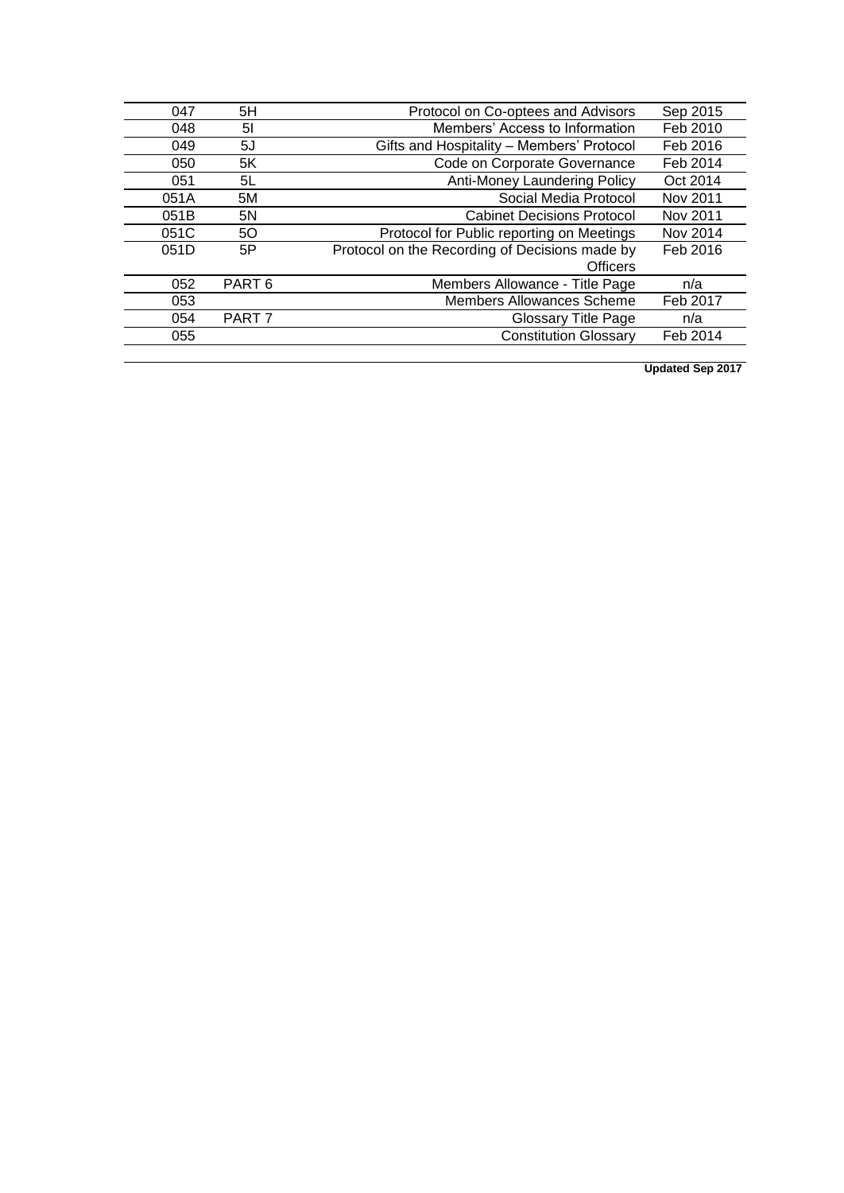| | | | |
|---|---|---|---|
| 047 | 5H | Protocol on Co-optees and Advisors | Sep 2015 |
| 048 | 5I | Members' Access to Information | Feb 2010 |
| 049 | 5J | Gifts and Hospitality – Members' Protocol | Feb 2016 |
| 050 | 5K | Code on Corporate Governance | Feb 2014 |
| 051 | 5L | Anti-Money Laundering Policy | Oct 2014 |
| 051A | 5M | Social Media Protocol | Nov 2011 |
| 051B | 5N | Cabinet Decisions Protocol | Nov 2011 |
| 051C | 5O | Protocol for Public reporting on Meetings | Nov 2014 |
| 051D | 5P | Protocol on the Recording of Decisions made by Officers | Feb 2016 |
| 052 | PART 6 | Members Allowance - Title Page | n/a |
| 053 | | Members Allowances Scheme | Feb 2017 |
| 054 | PART 7 | Glossary Title Page | n/a |
| 055 | | Constitution Glossary | Feb 2014 |

**Updated Sep 2017**